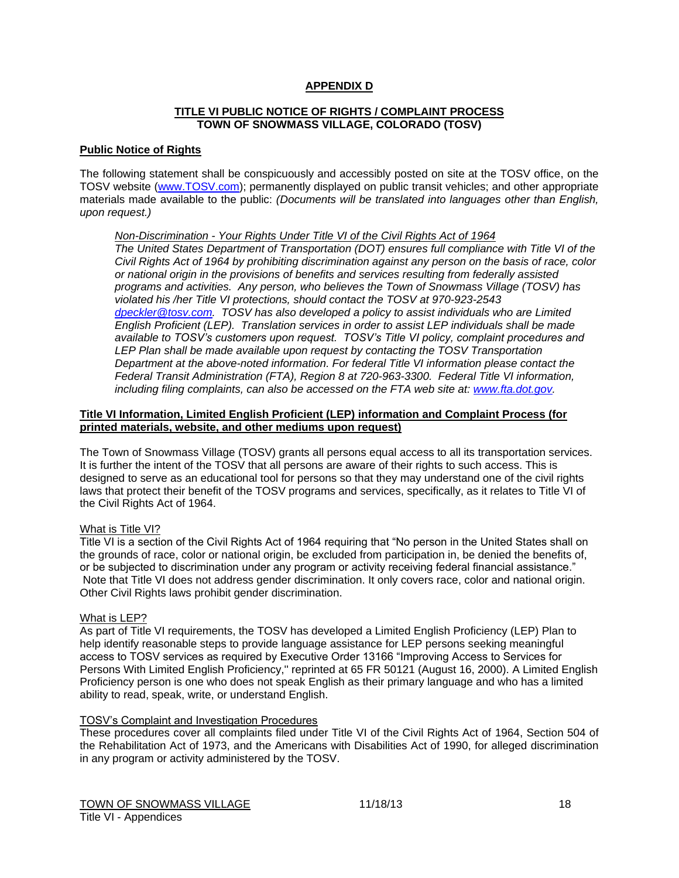# APPENDIX D

## TITLE VI PUBLIC NOTICE OF RIGHTS / COMPLAINT PROCESS
## TOWN OF SNOWMASS VILLAGE, COLORADO (TOSV)

### Public Notice of Rights

The following statement shall be conspicuously and accessibly posted on site at the TOSV office, on the TOSV website (www.TOSV.com); permanently displayed on public transit vehicles; and other appropriate materials made available to the public: *(Documents will be translated into languages other than English, upon request.)*

> *Non-Discrimination - Your Rights Under Title VI of the Civil Rights Act of 1964*
> *The United States Department of Transportation (DOT) ensures full compliance with Title VI of the Civil Rights Act of 1964 by prohibiting discrimination against any person on the basis of race, color or national origin in the provisions of benefits and services resulting from federally assisted programs and activities. Any person, who believes the Town of Snowmass Village (TOSV) has violated his /her Title VI protections, should contact the TOSV at 970-923-2543 dpeckler@tosv.com. TOSV has also developed a policy to assist individuals who are Limited English Proficient (LEP). Translation services in order to assist LEP individuals shall be made available to TOSV's customers upon request. TOSV's Title VI policy, complaint procedures and LEP Plan shall be made available upon request by contacting the TOSV Transportation Department at the above-noted information. For federal Title VI information please contact the Federal Transit Administration (FTA), Region 8 at 720-963-3300. Federal Title VI information, including filing complaints, can also be accessed on the FTA web site at: www.fta.dot.gov.*

### Title VI Information, Limited English Proficient (LEP) information and Complaint Process (for printed materials, website, and other mediums upon request)

The Town of Snowmass Village (TOSV) grants all persons equal access to all its transportation services. It is further the intent of the TOSV that all persons are aware of their rights to such access. This is designed to serve as an educational tool for persons so that they may understand one of the civil rights laws that protect their benefit of the TOSV programs and services, specifically, as it relates to Title VI of the Civil Rights Act of 1964.

#### What is Title VI?

Title VI is a section of the Civil Rights Act of 1964 requiring that "No person in the United States shall on the grounds of race, color or national origin, be excluded from participation in, be denied the benefits of, or be subjected to discrimination under any program or activity receiving federal financial assistance." Note that Title VI does not address gender discrimination. It only covers race, color and national origin. Other Civil Rights laws prohibit gender discrimination.

#### What is LEP?

As part of Title VI requirements, the TOSV has developed a Limited English Proficiency (LEP) Plan to help identify reasonable steps to provide language assistance for LEP persons seeking meaningful access to TOSV services as required by Executive Order 13166 "Improving Access to Services for Persons With Limited English Proficiency," reprinted at 65 FR 50121 (August 16, 2000). A Limited English Proficiency person is one who does not speak English as their primary language and who has a limited ability to read, speak, write, or understand English.

#### TOSV's Complaint and Investigation Procedures

These procedures cover all complaints filed under Title VI of the Civil Rights Act of 1964, Section 504 of the Rehabilitation Act of 1973, and the Americans with Disabilities Act of 1990, for alleged discrimination in any program or activity administered by the TOSV.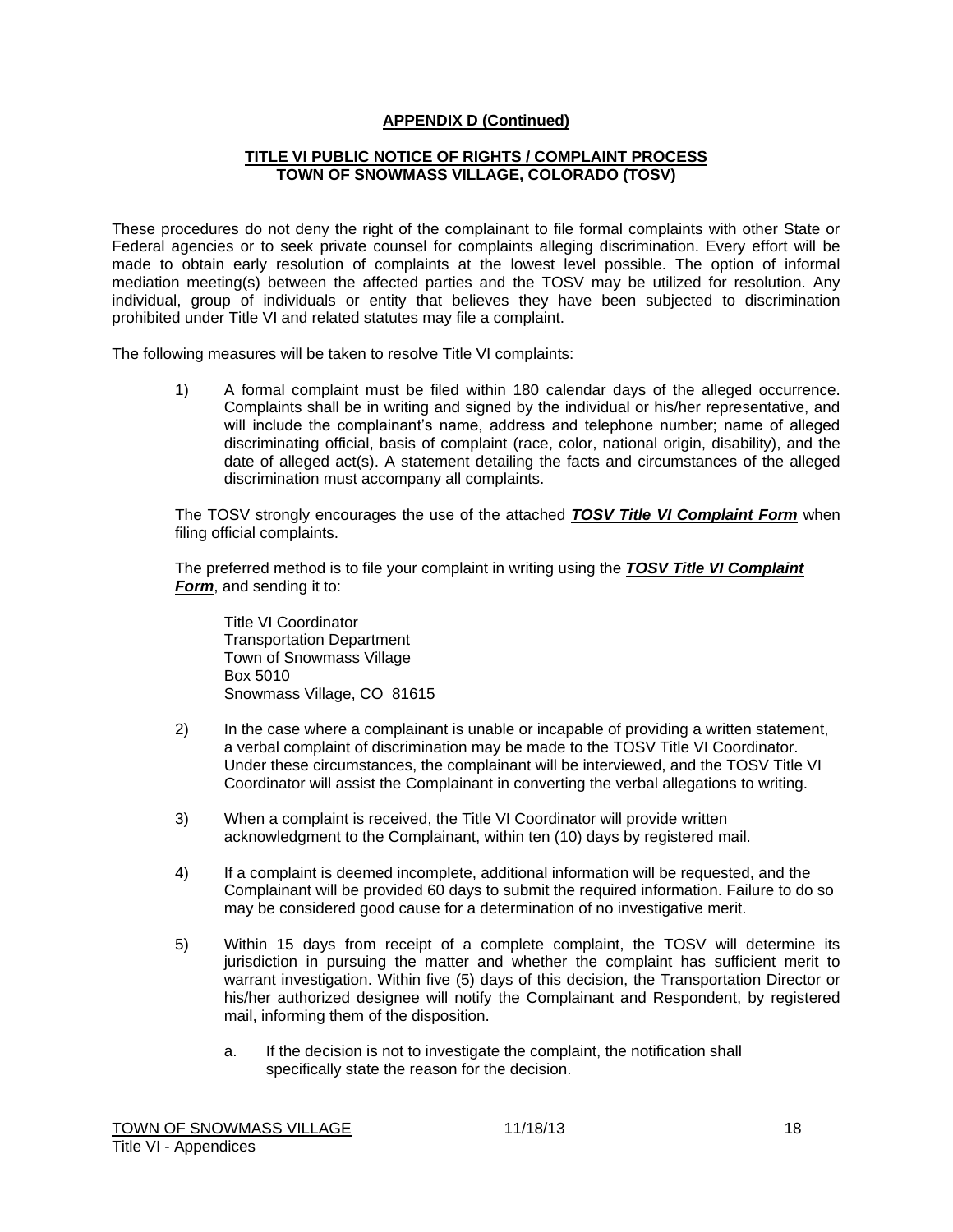**APPENDIX D (Continued)**

**TITLE VI PUBLIC NOTICE OF RIGHTS / COMPLAINT PROCESS**
**TOWN OF SNOWMASS VILLAGE, COLORADO (TOSV)**

These procedures do not deny the right of the complainant to file formal complaints with other State or Federal agencies or to seek private counsel for complaints alleging discrimination. Every effort will be made to obtain early resolution of complaints at the lowest level possible. The option of informal mediation meeting(s) between the affected parties and the TOSV may be utilized for resolution. Any individual, group of individuals or entity that believes they have been subjected to discrimination prohibited under Title VI and related statutes may file a complaint.

The following measures will be taken to resolve Title VI complaints:

1) A formal complaint must be filed within 180 calendar days of the alleged occurrence. Complaints shall be in writing and signed by the individual or his/her representative, and will include the complainant's name, address and telephone number; name of alleged discriminating official, basis of complaint (race, color, national origin, disability), and the date of alleged act(s). A statement detailing the facts and circumstances of the alleged discrimination must accompany all complaints.

The TOSV strongly encourages the use of the attached ***TOSV Title VI Complaint Form*** when filing official complaints.

The preferred method is to file your complaint in writing using the ***TOSV Title VI Complaint Form***, and sending it to:

Title VI Coordinator
Transportation Department
Town of Snowmass Village
Box 5010
Snowmass Village, CO 81615

2) In the case where a complainant is unable or incapable of providing a written statement, a verbal complaint of discrimination may be made to the TOSV Title VI Coordinator. Under these circumstances, the complainant will be interviewed, and the TOSV Title VI Coordinator will assist the Complainant in converting the verbal allegations to writing.

3) When a complaint is received, the Title VI Coordinator will provide written acknowledgment to the Complainant, within ten (10) days by registered mail.

4) If a complaint is deemed incomplete, additional information will be requested, and the Complainant will be provided 60 days to submit the required information. Failure to do so may be considered good cause for a determination of no investigative merit.

5) Within 15 days from receipt of a complete complaint, the TOSV will determine its jurisdiction in pursuing the matter and whether the complaint has sufficient merit to warrant investigation. Within five (5) days of this decision, the Transportation Director or his/her authorized designee will notify the Complainant and Respondent, by registered mail, informing them of the disposition.

    a. If the decision is not to investigate the complaint, the notification shall specifically state the reason for the decision.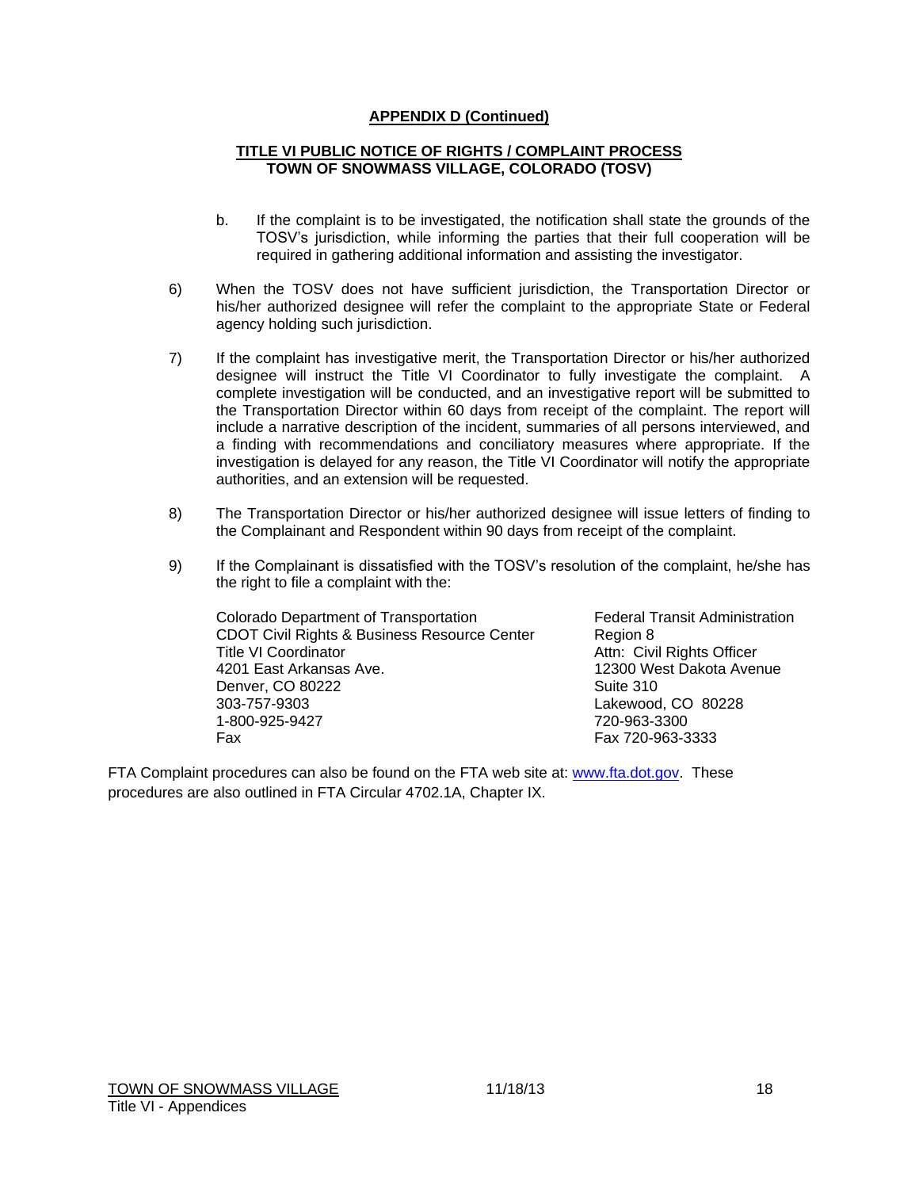**APPENDIX D (Continued)**

**TITLE VI PUBLIC NOTICE OF RIGHTS / COMPLAINT PROCESS**
**TOWN OF SNOWMASS VILLAGE, COLORADO (TOSV)**

b. If the complaint is to be investigated, the notification shall state the grounds of the TOSV's jurisdiction, while informing the parties that their full cooperation will be required in gathering additional information and assisting the investigator.

6) When the TOSV does not have sufficient jurisdiction, the Transportation Director or his/her authorized designee will refer the complaint to the appropriate State or Federal agency holding such jurisdiction.

7) If the complaint has investigative merit, the Transportation Director or his/her authorized designee will instruct the Title VI Coordinator to fully investigate the complaint. A complete investigation will be conducted, and an investigative report will be submitted to the Transportation Director within 60 days from receipt of the complaint. The report will include a narrative description of the incident, summaries of all persons interviewed, and a finding with recommendations and conciliatory measures where appropriate. If the investigation is delayed for any reason, the Title VI Coordinator will notify the appropriate authorities, and an extension will be requested.

8) The Transportation Director or his/her authorized designee will issue letters of finding to the Complainant and Respondent within 90 days from receipt of the complaint.

9) If the Complainant is dissatisfied with the TOSV's resolution of the complaint, he/she has the right to file a complaint with the:

Colorado Department of Transportation
CDOT Civil Rights & Business Resource Center
Title VI Coordinator
4201 East Arkansas Ave.
Denver, CO 80222
303-757-9303
1-800-925-9427
Fax

Federal Transit Administration
Region 8
Attn: Civil Rights Officer
12300 West Dakota Avenue
Suite 310
Lakewood, CO 80228
720-963-3300
Fax 720-963-3333

FTA Complaint procedures can also be found on the FTA web site at: www.fta.dot.gov. These procedures are also outlined in FTA Circular 4702.1A, Chapter IX.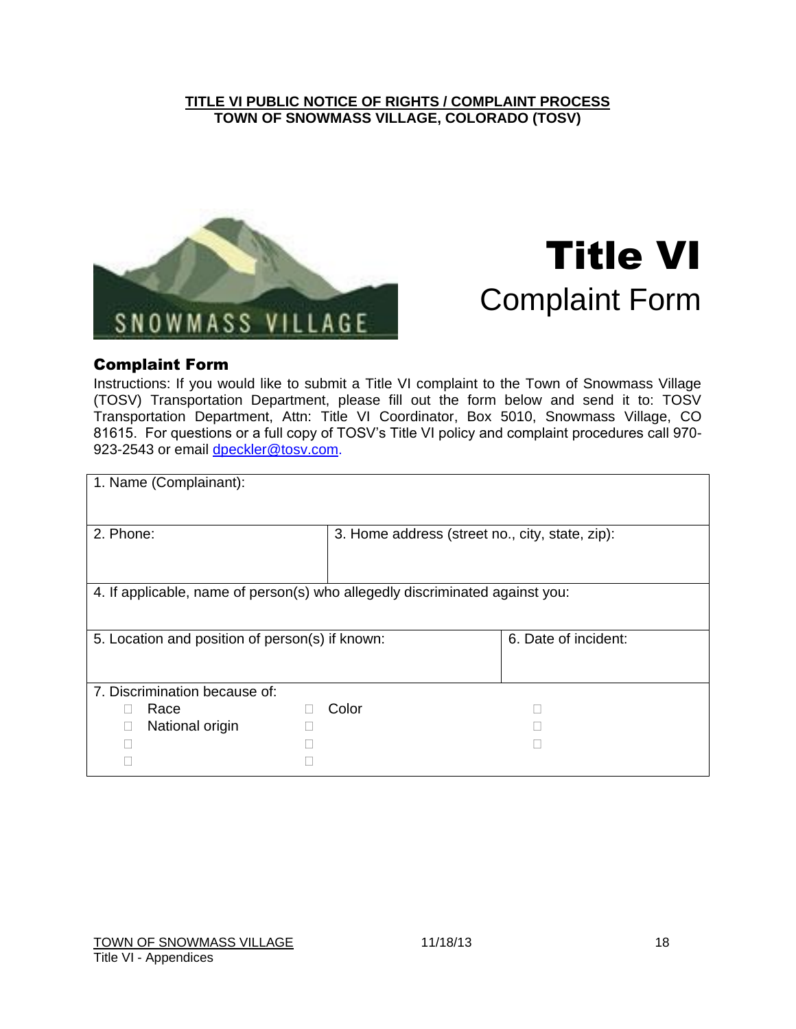**TITLE VI PUBLIC NOTICE OF RIGHTS / COMPLAINT PROCESS**
**TOWN OF SNOWMASS VILLAGE, COLORADO (TOSV)**

SNOWMASS VILLAGE

# Title VI
## Complaint Form

### Complaint Form

Instructions: If you would like to submit a Title VI complaint to the Town of Snowmass Village (TOSV) Transportation Department, please fill out the form below and send it to: TOSV Transportation Department, Attn: Title VI Coordinator, Box 5010, Snowmass Village, CO 81615. For questions or a full copy of TOSV's Title VI policy and complaint procedures call 970-923-2543 or email dpeckler@tosv.com.

| 1. Name (Complainant): | | |
|---|---|---|
| 2. Phone: | 3. Home address (street no., city, state, zip): | |
| 4. If applicable, name of person(s) who allegedly discriminated against you: | | |
| 5. Location and position of person(s) if known: | | 6. Date of incident: |
| 7. Discrimination because of: | | |
| ☐ Race | ☐ Color | ☐ |
| ☐ National origin | ☐ | ☐ |
| ☐ | ☐ | ☐ |
| ☐ | ☐ | |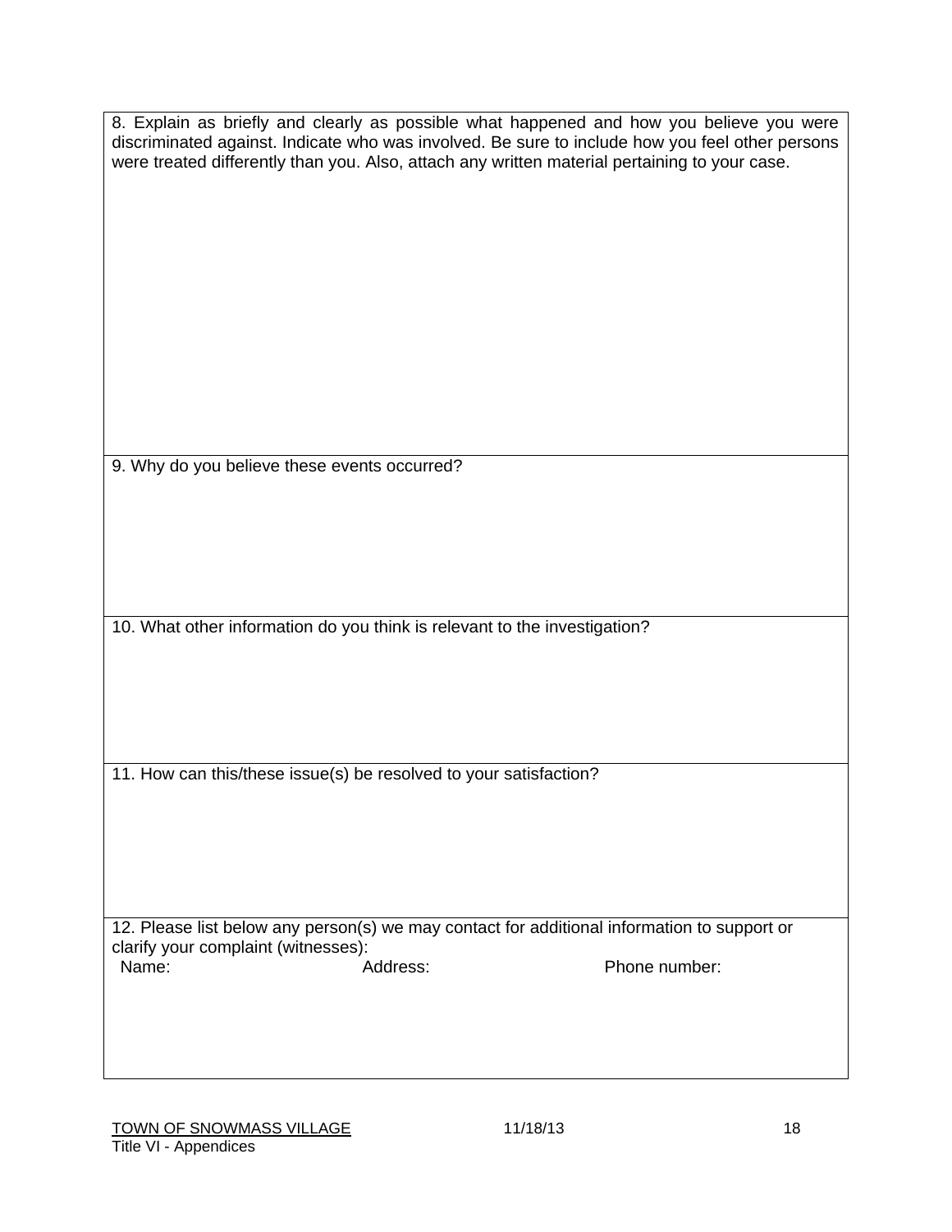8. Explain as briefly and clearly as possible what happened and how you believe you were discriminated against. Indicate who was involved. Be sure to include how you feel other persons were treated differently than you. Also, attach any written material pertaining to your case.

9. Why do you believe these events occurred?

10. What other information do you think is relevant to the investigation?

11. How can this/these issue(s) be resolved to your satisfaction?

12. Please list below any person(s) we may contact for additional information to support or clarify your complaint (witnesses):

| Name: | Address: | Phone number: |
|---|---|---|
| | | |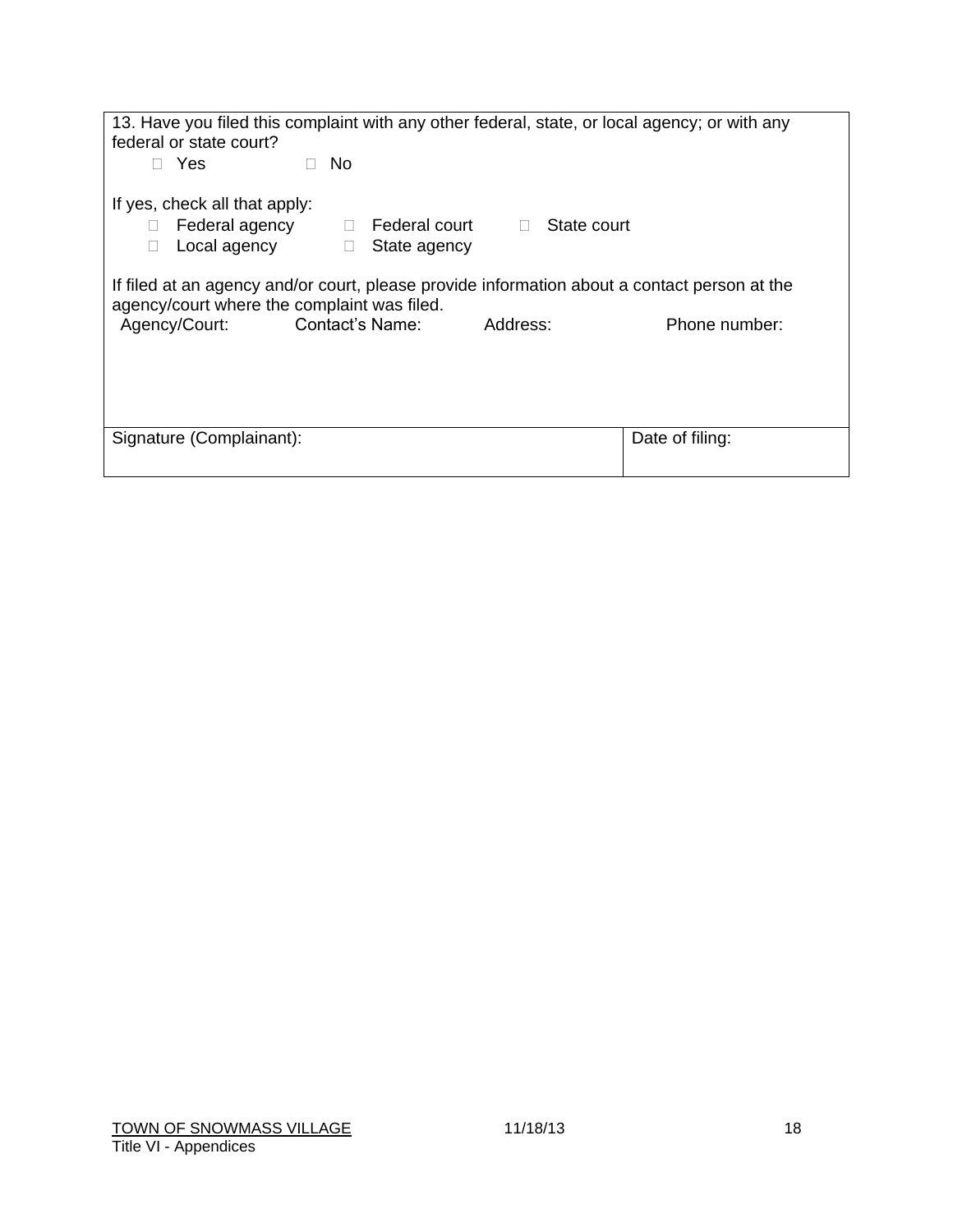13. Have you filed this complaint with any other federal, state, or local agency; or with any federal or state court?

☐ Yes ☐ No

If yes, check all that apply:

☐ Federal agency ☐ Federal court ☐ State court
☐ Local agency ☐ State agency

If filed at an agency and/or court, please provide information about a contact person at the agency/court where the complaint was filed.

| Agency/Court: | Contact's Name: | Address: | Phone number: |
|---|---|---|---|
| | | | |

| Signature (Complainant): | Date of filing: |
|---|---|
| | |